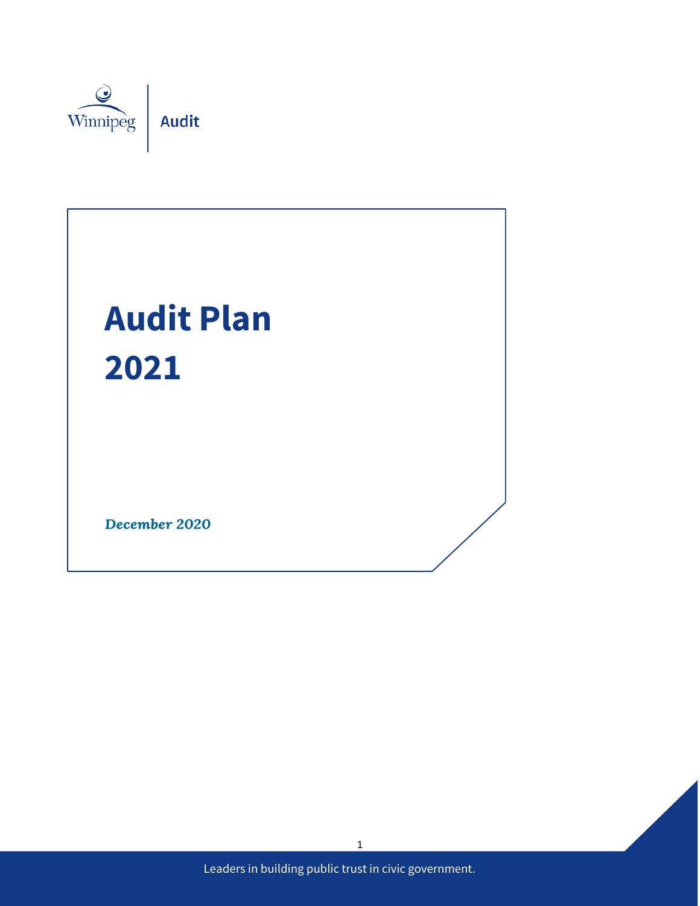Winnipeg | Audit

# Audit Plan 2021

*December 2020*

Leaders in building public trust in civic government.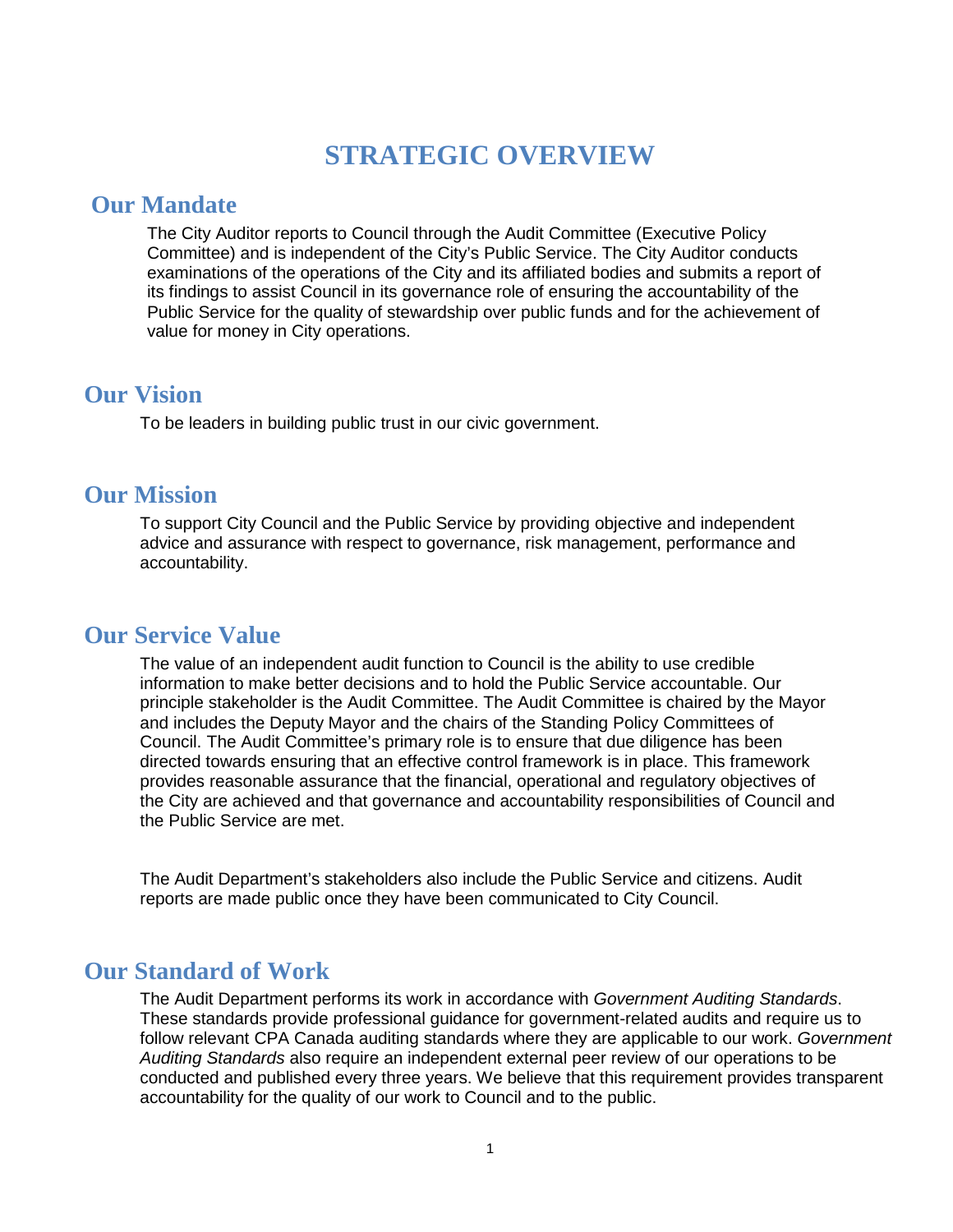# STRATEGIC OVERVIEW

## Our Mandate

The City Auditor reports to Council through the Audit Committee (Executive Policy Committee) and is independent of the City's Public Service. The City Auditor conducts examinations of the operations of the City and its affiliated bodies and submits a report of its findings to assist Council in its governance role of ensuring the accountability of the Public Service for the quality of stewardship over public funds and for the achievement of value for money in City operations.

## Our Vision

To be leaders in building public trust in our civic government.

## Our Mission

To support City Council and the Public Service by providing objective and independent advice and assurance with respect to governance, risk management, performance and accountability.

## Our Service Value

The value of an independent audit function to Council is the ability to use credible information to make better decisions and to hold the Public Service accountable. Our principle stakeholder is the Audit Committee. The Audit Committee is chaired by the Mayor and includes the Deputy Mayor and the chairs of the Standing Policy Committees of Council. The Audit Committee's primary role is to ensure that due diligence has been directed towards ensuring that an effective control framework is in place. This framework provides reasonable assurance that the financial, operational and regulatory objectives of the City are achieved and that governance and accountability responsibilities of Council and the Public Service are met.

The Audit Department's stakeholders also include the Public Service and citizens. Audit reports are made public once they have been communicated to City Council.

## Our Standard of Work

The Audit Department performs its work in accordance with *Government Auditing Standards*. These standards provide professional guidance for government-related audits and require us to follow relevant CPA Canada auditing standards where they are applicable to our work. *Government Auditing Standards* also require an independent external peer review of our operations to be conducted and published every three years. We believe that this requirement provides transparent accountability for the quality of our work to Council and to the public.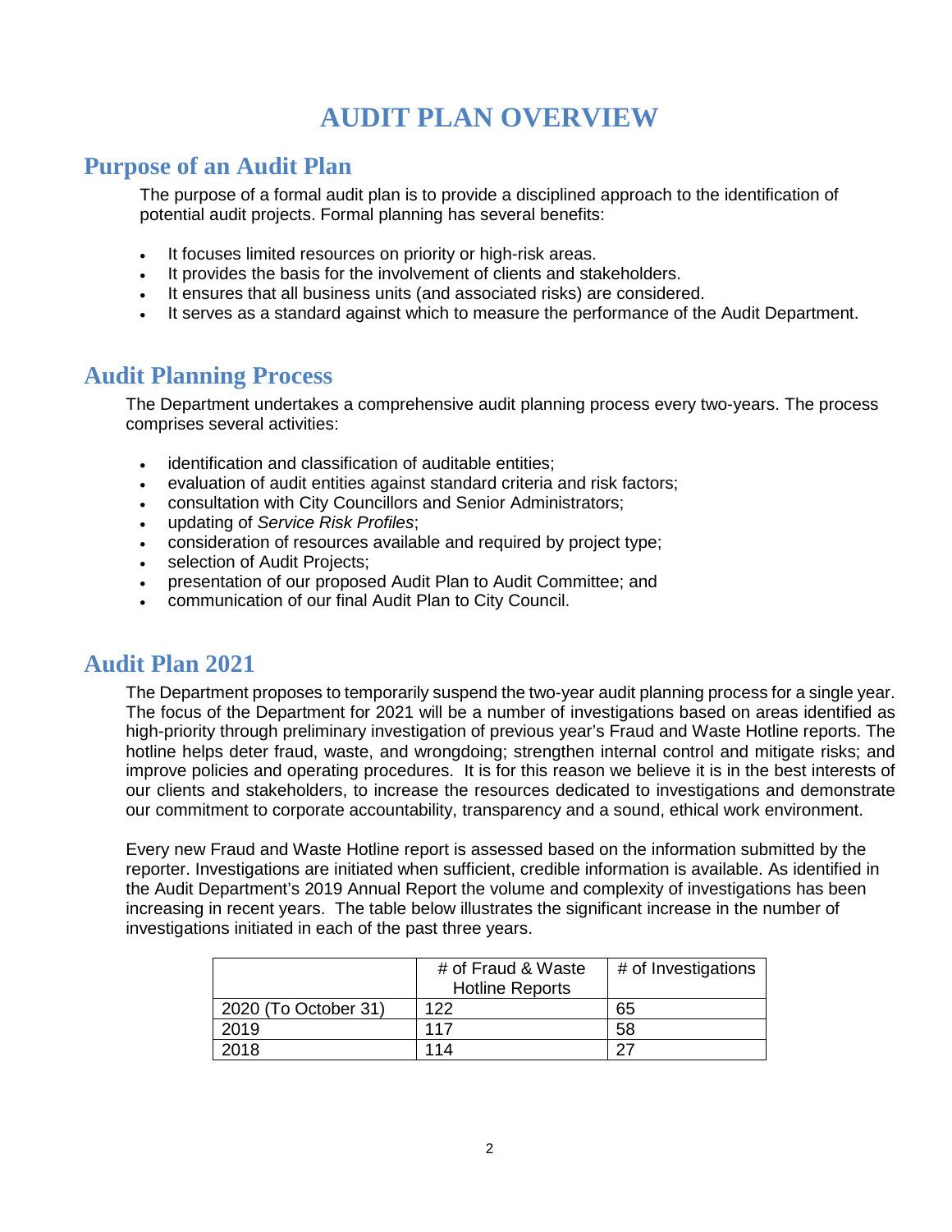# AUDIT PLAN OVERVIEW

## Purpose of an Audit Plan

The purpose of a formal audit plan is to provide a disciplined approach to the identification of potential audit projects. Formal planning has several benefits:

- It focuses limited resources on priority or high-risk areas.
- It provides the basis for the involvement of clients and stakeholders.
- It ensures that all business units (and associated risks) are considered.
- It serves as a standard against which to measure the performance of the Audit Department.

## Audit Planning Process

The Department undertakes a comprehensive audit planning process every two-years. The process comprises several activities:

- identification and classification of auditable entities;
- evaluation of audit entities against standard criteria and risk factors;
- consultation with City Councillors and Senior Administrators;
- updating of *Service Risk Profiles*;
- consideration of resources available and required by project type;
- selection of Audit Projects;
- presentation of our proposed Audit Plan to Audit Committee; and
- communication of our final Audit Plan to City Council.

## Audit Plan 2021

The Department proposes to temporarily suspend the two-year audit planning process for a single year. The focus of the Department for 2021 will be a number of investigations based on areas identified as high-priority through preliminary investigation of previous year's Fraud and Waste Hotline reports. The hotline helps deter fraud, waste, and wrongdoing; strengthen internal control and mitigate risks; and improve policies and operating procedures. It is for this reason we believe it is in the best interests of our clients and stakeholders, to increase the resources dedicated to investigations and demonstrate our commitment to corporate accountability, transparency and a sound, ethical work environment.

Every new Fraud and Waste Hotline report is assessed based on the information submitted by the reporter. Investigations are initiated when sufficient, credible information is available. As identified in the Audit Department's 2019 Annual Report the volume and complexity of investigations has been increasing in recent years. The table below illustrates the significant increase in the number of investigations initiated in each of the past three years.

| | # of Fraud & Waste Hotline Reports | # of Investigations |
|---|---|---|
| 2020 (To October 31) | 122 | 65 |
| 2019 | 117 | 58 |
| 2018 | 114 | 27 |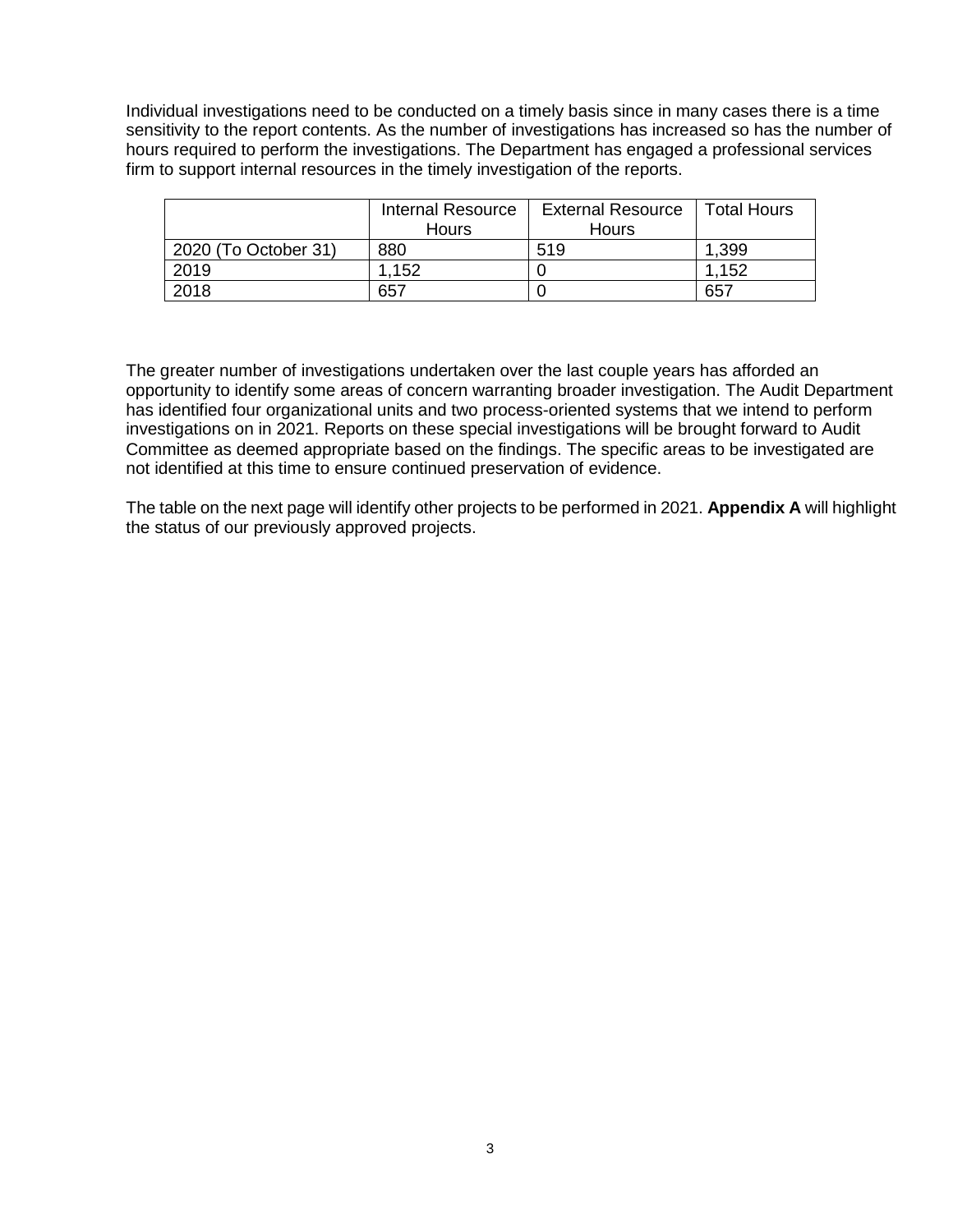Individual investigations need to be conducted on a timely basis since in many cases there is a time sensitivity to the report contents. As the number of investigations has increased so has the number of hours required to perform the investigations. The Department has engaged a professional services firm to support internal resources in the timely investigation of the reports.

| | Internal Resource Hours | External Resource Hours | Total Hours |
|---|---|---|---|
| 2020 (To October 31) | 880 | 519 | 1,399 |
| 2019 | 1,152 | 0 | 1,152 |
| 2018 | 657 | 0 | 657 |

The greater number of investigations undertaken over the last couple years has afforded an opportunity to identify some areas of concern warranting broader investigation. The Audit Department has identified four organizational units and two process-oriented systems that we intend to perform investigations on in 2021. Reports on these special investigations will be brought forward to Audit Committee as deemed appropriate based on the findings. The specific areas to be investigated are not identified at this time to ensure continued preservation of evidence.

The table on the next page will identify other projects to be performed in 2021. **Appendix A** will highlight the status of our previously approved projects.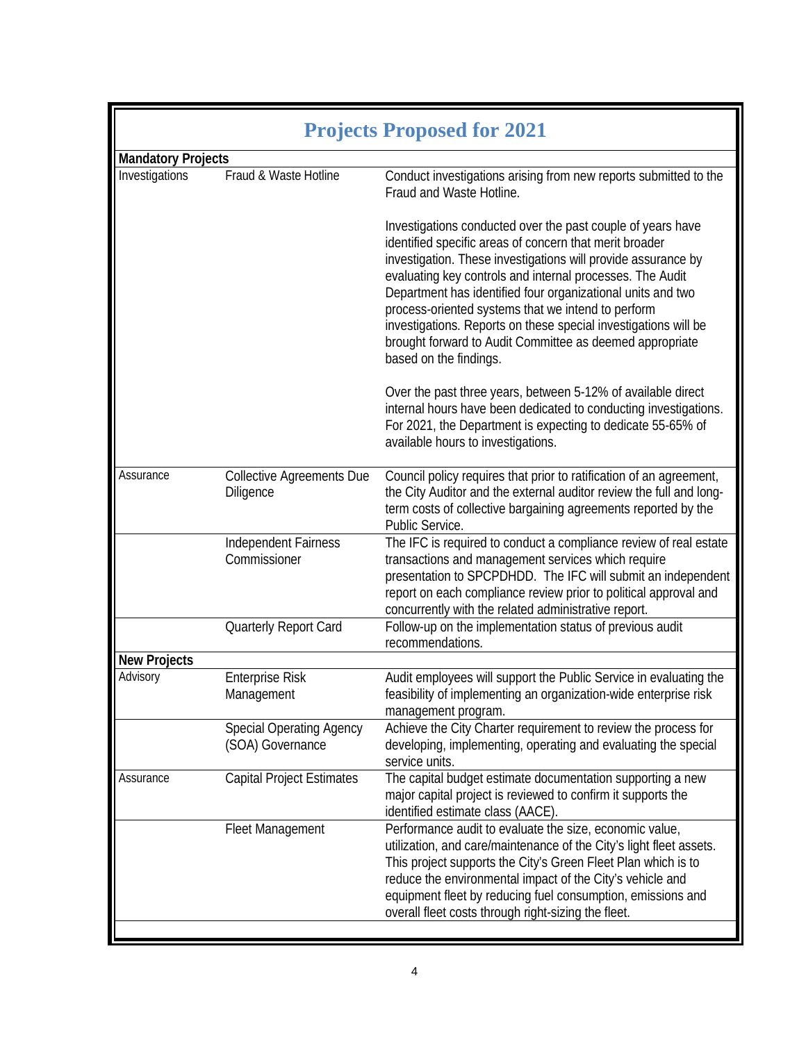# Projects Proposed for 2021

| | | |
|---|---|---|
| **Mandatory Projects** | | |
| Investigations | Fraud & Waste Hotline | Conduct investigations arising from new reports submitted to the Fraud and Waste Hotline.<br><br>Investigations conducted over the past couple of years have identified specific areas of concern that merit broader investigation. These investigations will provide assurance by evaluating key controls and internal processes. The Audit Department has identified four organizational units and two process-oriented systems that we intend to perform investigations. Reports on these special investigations will be brought forward to Audit Committee as deemed appropriate based on the findings.<br><br>Over the past three years, between 5-12% of available direct internal hours have been dedicated to conducting investigations. For 2021, the Department is expecting to dedicate 55-65% of available hours to investigations. |
| Assurance | Collective Agreements Due Diligence | Council policy requires that prior to ratification of an agreement, the City Auditor and the external auditor review the full and long-term costs of collective bargaining agreements reported by the Public Service. |
| | Independent Fairness Commissioner | The IFC is required to conduct a compliance review of real estate transactions and management services which require presentation to SPCPDHDD. The IFC will submit an independent report on each compliance review prior to political approval and concurrently with the related administrative report. |
| | Quarterly Report Card | Follow-up on the implementation status of previous audit recommendations. |
| **New Projects** | | |
| Advisory | Enterprise Risk Management | Audit employees will support the Public Service in evaluating the feasibility of implementing an organization-wide enterprise risk management program. |
| | Special Operating Agency (SOA) Governance | Achieve the City Charter requirement to review the process for developing, implementing, operating and evaluating the special service units. |
| Assurance | Capital Project Estimates | The capital budget estimate documentation supporting a new major capital project is reviewed to confirm it supports the identified estimate class (AACE). |
| | Fleet Management | Performance audit to evaluate the size, economic value, utilization, and care/maintenance of the City's light fleet assets. This project supports the City's Green Fleet Plan which is to reduce the environmental impact of the City's vehicle and equipment fleet by reducing fuel consumption, emissions and overall fleet costs through right-sizing the fleet. |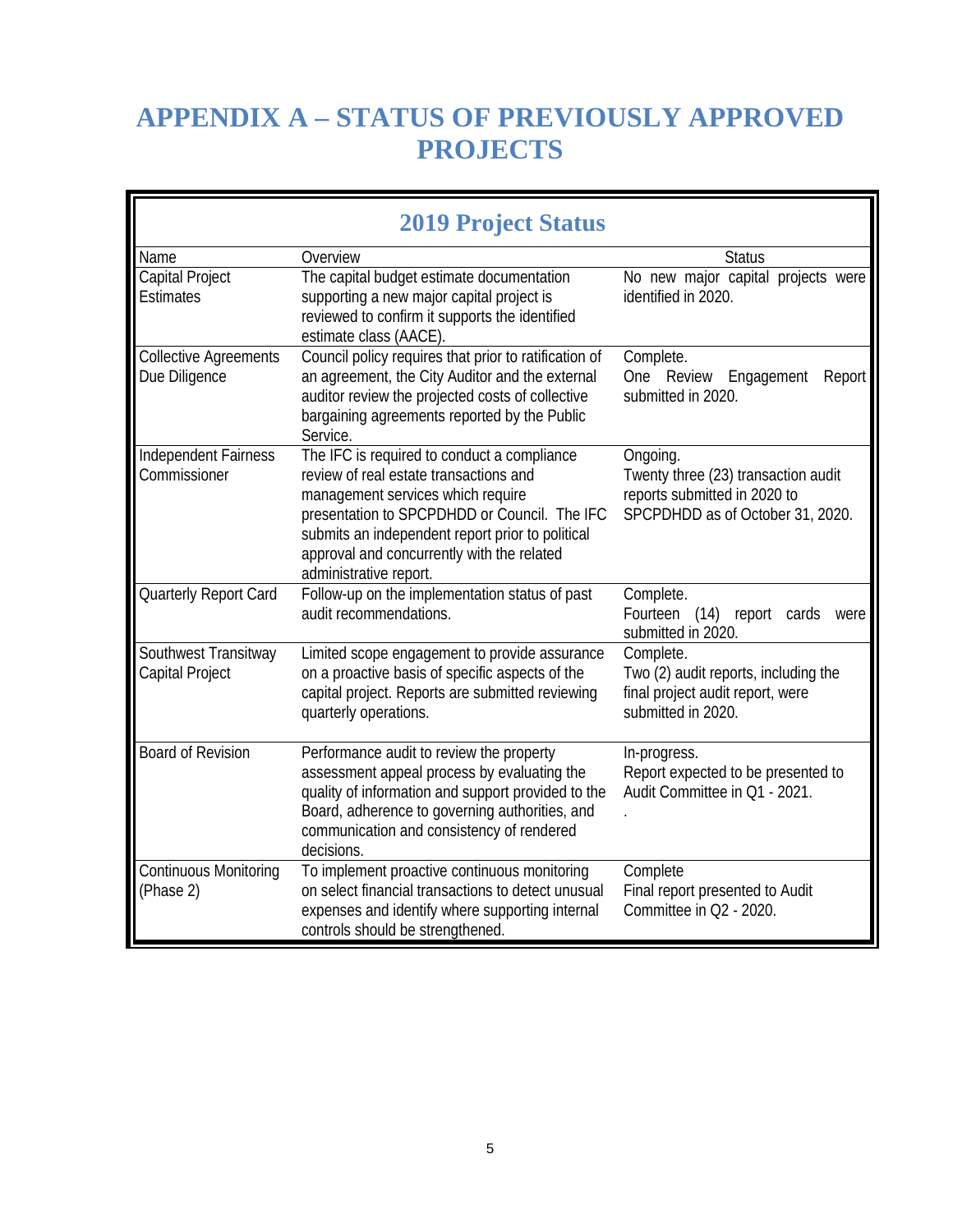# APPENDIX A – STATUS OF PREVIOUSLY APPROVED PROJECTS

## 2019 Project Status

| Name | Overview | Status |
|---|---|---|
| Capital Project Estimates | The capital budget estimate documentation supporting a new major capital project is reviewed to confirm it supports the identified estimate class (AACE). | No new major capital projects were identified in 2020. |
| Collective Agreements Due Diligence | Council policy requires that prior to ratification of an agreement, the City Auditor and the external auditor review the projected costs of collective bargaining agreements reported by the Public Service. | Complete.<br>One Review Engagement Report submitted in 2020. |
| Independent Fairness Commissioner | The IFC is required to conduct a compliance review of real estate transactions and management services which require presentation to SPCPDHDD or Council. The IFC submits an independent report prior to political approval and concurrently with the related administrative report. | Ongoing.<br>Twenty three (23) transaction audit reports submitted in 2020 to SPCPDHDD as of October 31, 2020. |
| Quarterly Report Card | Follow-up on the implementation status of past audit recommendations. | Complete.<br>Fourteen (14) report cards were submitted in 2020. |
| Southwest Transitway Capital Project | Limited scope engagement to provide assurance on a proactive basis of specific aspects of the capital project. Reports are submitted reviewing quarterly operations. | Complete.<br>Two (2) audit reports, including the final project audit report, were submitted in 2020. |
| Board of Revision | Performance audit to review the property assessment appeal process by evaluating the quality of information and support provided to the Board, adherence to governing authorities, and communication and consistency of rendered decisions. | In-progress.<br>Report expected to be presented to Audit Committee in Q1 - 2021.<br>. |
| Continuous Monitoring (Phase 2) | To implement proactive continuous monitoring on select financial transactions to detect unusual expenses and identify where supporting internal controls should be strengthened. | Complete<br>Final report presented to Audit Committee in Q2 - 2020. |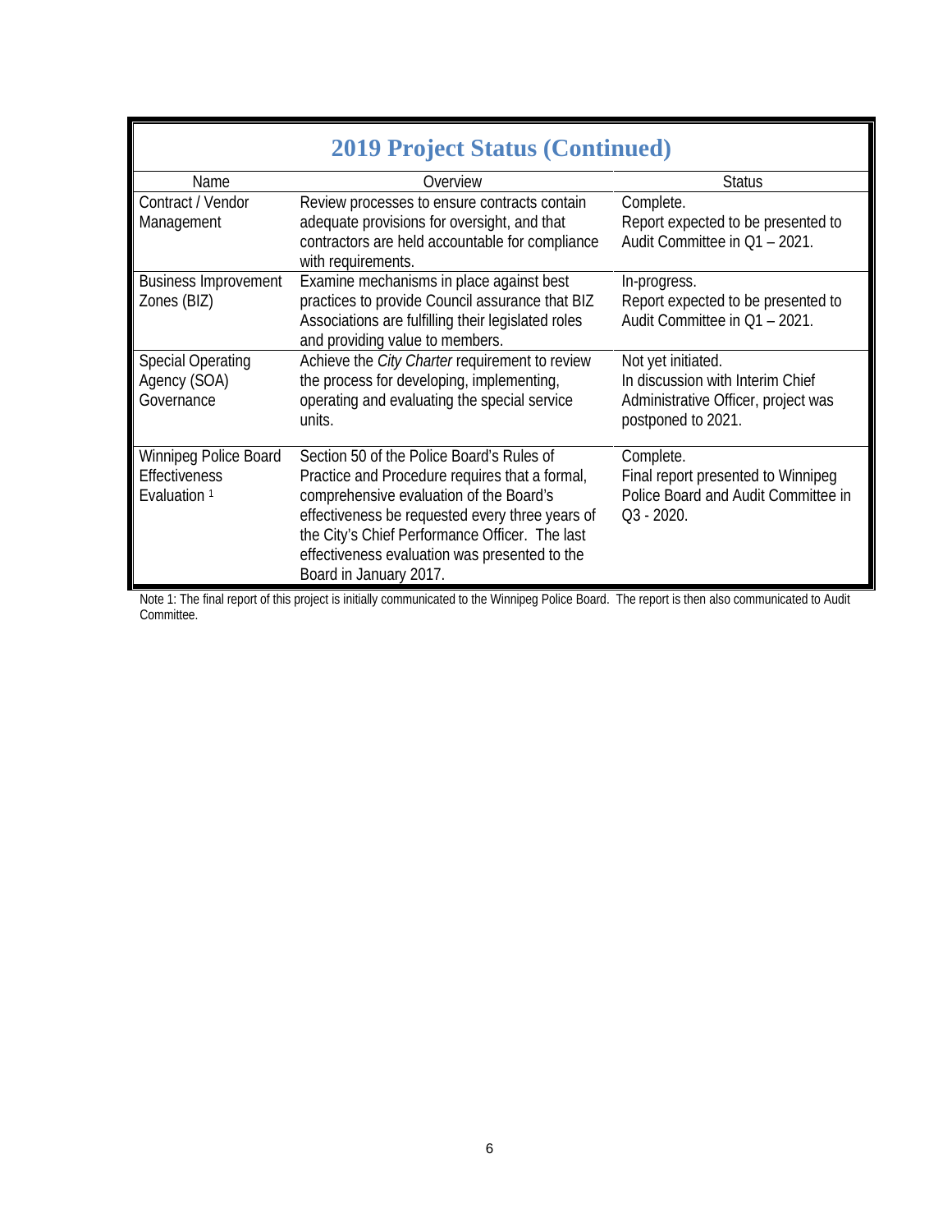## 2019 Project Status (Continued)

| Name | Overview | Status |
|---|---|---|
| Contract / Vendor Management | Review processes to ensure contracts contain adequate provisions for oversight, and that contractors are held accountable for compliance with requirements. | Complete.<br>Report expected to be presented to Audit Committee in Q1 – 2021. |
| Business Improvement Zones (BIZ) | Examine mechanisms in place against best practices to provide Council assurance that BIZ Associations are fulfilling their legislated roles and providing value to members. | In-progress.<br>Report expected to be presented to Audit Committee in Q1 – 2021. |
| Special Operating Agency (SOA) Governance | Achieve the *City Charter* requirement to review the process for developing, implementing, operating and evaluating the special service units. | Not yet initiated.<br>In discussion with Interim Chief Administrative Officer, project was postponed to 2021. |
| Winnipeg Police Board Effectiveness Evaluation [1] | Section 50 of the Police Board's Rules of Practice and Procedure requires that a formal, comprehensive evaluation of the Board's effectiveness be requested every three years of the City's Chief Performance Officer. The last effectiveness evaluation was presented to the Board in January 2017. | Complete.<br>Final report presented to Winnipeg Police Board and Audit Committee in Q3 - 2020. |

Note 1: The final report of this project is initially communicated to the Winnipeg Police Board. The report is then also communicated to Audit Committee.